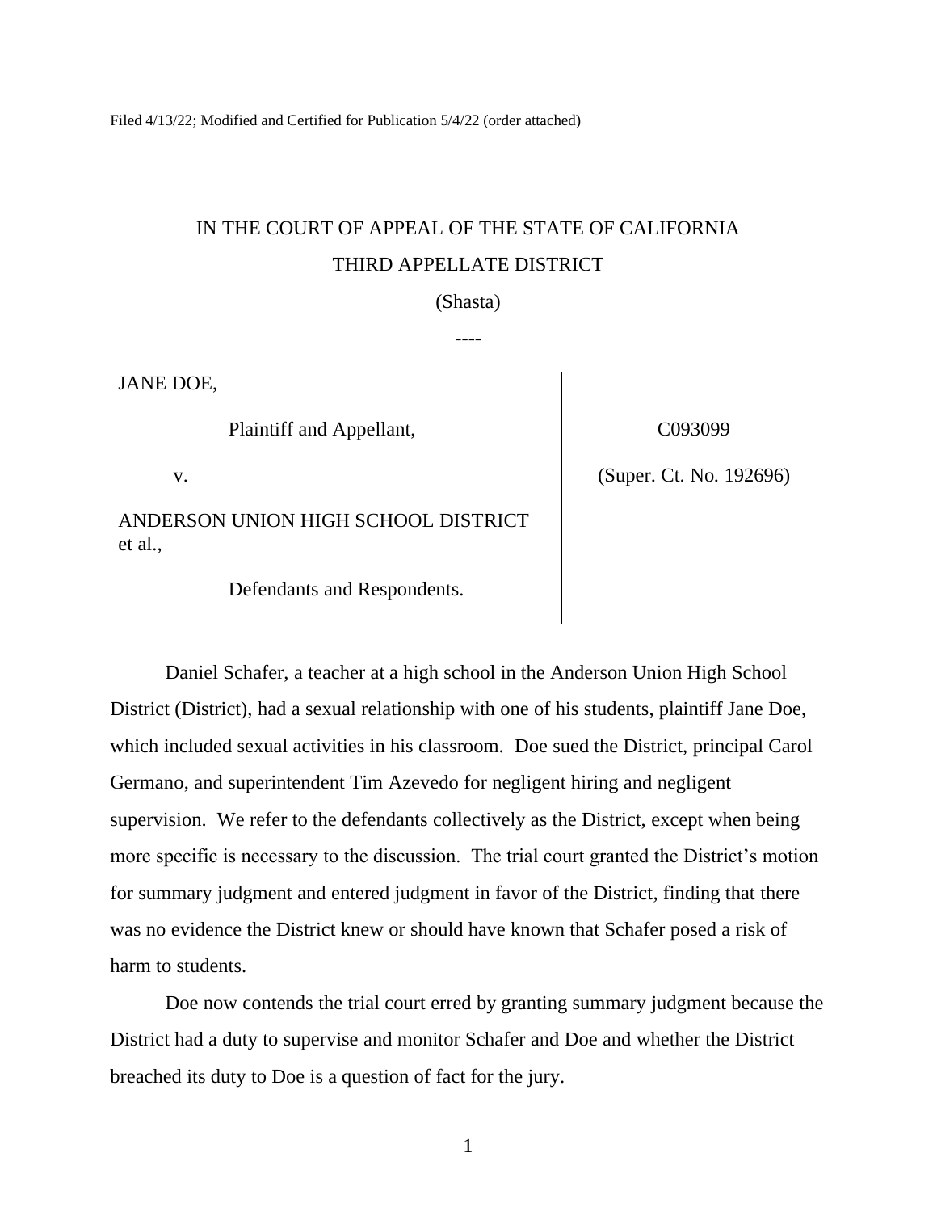Filed 4/13/22; Modified and Certified for Publication 5/4/22 (order attached)

IN THE COURT OF APPEAL OF THE STATE OF CALIFORNIA

THIRD APPELLATE DISTRICT

(Shasta)

----

| | |
|---|---|
| JANE DOE,<br><br>Plaintiff and Appellant,<br><br>v.<br><br>ANDERSON UNION HIGH SCHOOL DISTRICT et al.,<br><br>Defendants and Respondents. | C093099<br><br>(Super. Ct. No. 192696) |

Daniel Schafer, a teacher at a high school in the Anderson Union High School District (District), had a sexual relationship with one of his students, plaintiff Jane Doe, which included sexual activities in his classroom. Doe sued the District, principal Carol Germano, and superintendent Tim Azevedo for negligent hiring and negligent supervision. We refer to the defendants collectively as the District, except when being more specific is necessary to the discussion. The trial court granted the District's motion for summary judgment and entered judgment in favor of the District, finding that there was no evidence the District knew or should have known that Schafer posed a risk of harm to students.

Doe now contends the trial court erred by granting summary judgment because the District had a duty to supervise and monitor Schafer and Doe and whether the District breached its duty to Doe is a question of fact for the jury.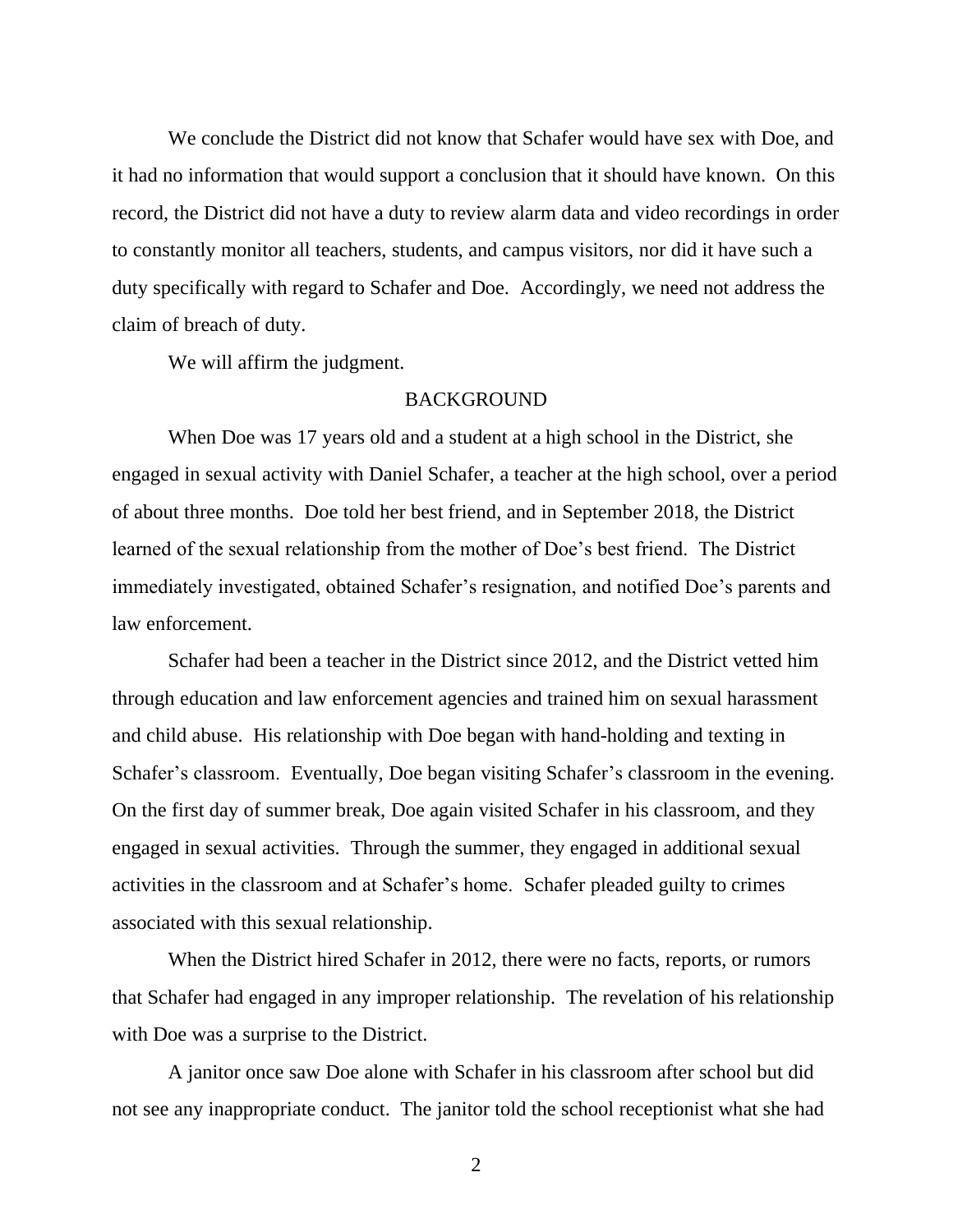We conclude the District did not know that Schafer would have sex with Doe, and it had no information that would support a conclusion that it should have known. On this record, the District did not have a duty to review alarm data and video recordings in order to constantly monitor all teachers, students, and campus visitors, nor did it have such a duty specifically with regard to Schafer and Doe. Accordingly, we need not address the claim of breach of duty.

We will affirm the judgment.

## BACKGROUND

When Doe was 17 years old and a student at a high school in the District, she engaged in sexual activity with Daniel Schafer, a teacher at the high school, over a period of about three months. Doe told her best friend, and in September 2018, the District learned of the sexual relationship from the mother of Doe's best friend. The District immediately investigated, obtained Schafer's resignation, and notified Doe's parents and law enforcement.

Schafer had been a teacher in the District since 2012, and the District vetted him through education and law enforcement agencies and trained him on sexual harassment and child abuse. His relationship with Doe began with hand-holding and texting in Schafer's classroom. Eventually, Doe began visiting Schafer's classroom in the evening. On the first day of summer break, Doe again visited Schafer in his classroom, and they engaged in sexual activities. Through the summer, they engaged in additional sexual activities in the classroom and at Schafer's home. Schafer pleaded guilty to crimes associated with this sexual relationship.

When the District hired Schafer in 2012, there were no facts, reports, or rumors that Schafer had engaged in any improper relationship. The revelation of his relationship with Doe was a surprise to the District.

A janitor once saw Doe alone with Schafer in his classroom after school but did not see any inappropriate conduct. The janitor told the school receptionist what she had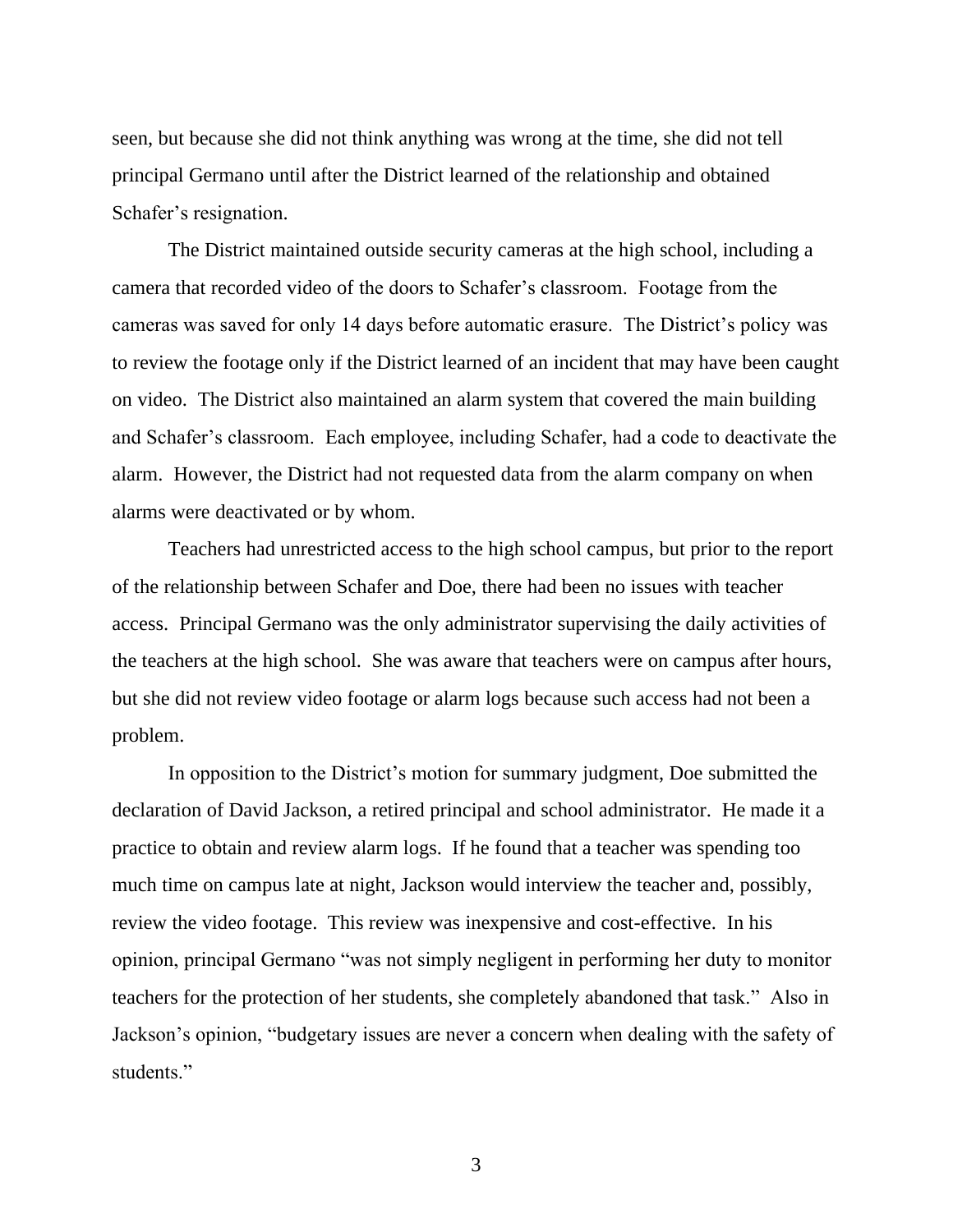seen, but because she did not think anything was wrong at the time, she did not tell principal Germano until after the District learned of the relationship and obtained Schafer's resignation.

The District maintained outside security cameras at the high school, including a camera that recorded video of the doors to Schafer's classroom. Footage from the cameras was saved for only 14 days before automatic erasure. The District's policy was to review the footage only if the District learned of an incident that may have been caught on video. The District also maintained an alarm system that covered the main building and Schafer's classroom. Each employee, including Schafer, had a code to deactivate the alarm. However, the District had not requested data from the alarm company on when alarms were deactivated or by whom.

Teachers had unrestricted access to the high school campus, but prior to the report of the relationship between Schafer and Doe, there had been no issues with teacher access. Principal Germano was the only administrator supervising the daily activities of the teachers at the high school. She was aware that teachers were on campus after hours, but she did not review video footage or alarm logs because such access had not been a problem.

In opposition to the District's motion for summary judgment, Doe submitted the declaration of David Jackson, a retired principal and school administrator. He made it a practice to obtain and review alarm logs. If he found that a teacher was spending too much time on campus late at night, Jackson would interview the teacher and, possibly, review the video footage. This review was inexpensive and cost-effective. In his opinion, principal Germano "was not simply negligent in performing her duty to monitor teachers for the protection of her students, she completely abandoned that task." Also in Jackson's opinion, "budgetary issues are never a concern when dealing with the safety of students."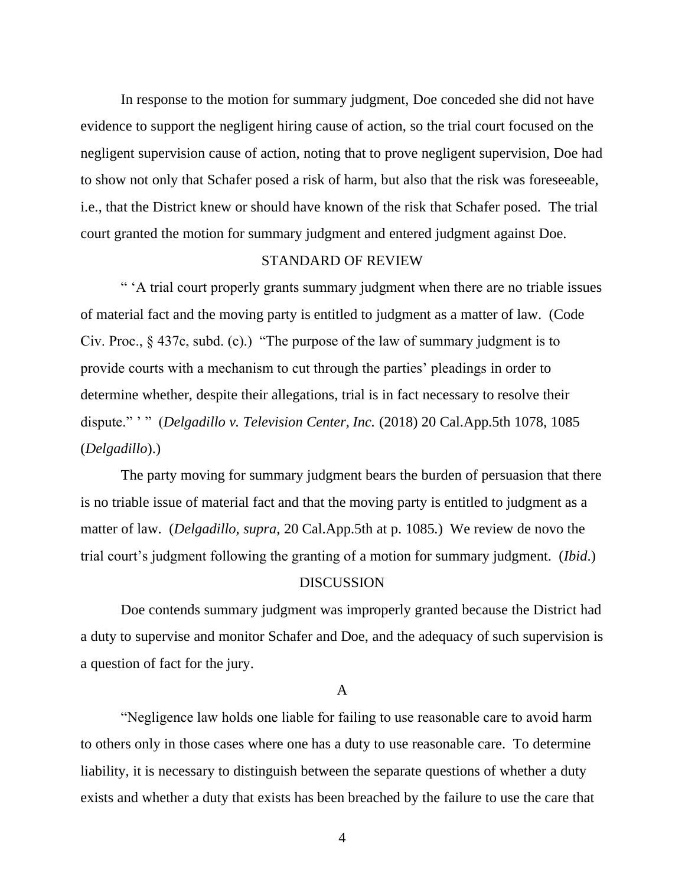In response to the motion for summary judgment, Doe conceded she did not have evidence to support the negligent hiring cause of action, so the trial court focused on the negligent supervision cause of action, noting that to prove negligent supervision, Doe had to show not only that Schafer posed a risk of harm, but also that the risk was foreseeable, i.e., that the District knew or should have known of the risk that Schafer posed. The trial court granted the motion for summary judgment and entered judgment against Doe.

## STANDARD OF REVIEW

" 'A trial court properly grants summary judgment when there are no triable issues of material fact and the moving party is entitled to judgment as a matter of law. (Code Civ. Proc., § 437c, subd. (c).) "The purpose of the law of summary judgment is to provide courts with a mechanism to cut through the parties' pleadings in order to determine whether, despite their allegations, trial is in fact necessary to resolve their dispute." ' " (*Delgadillo v. Television Center, Inc.* (2018) 20 Cal.App.5th 1078, 1085 (*Delgadillo*).)

The party moving for summary judgment bears the burden of persuasion that there is no triable issue of material fact and that the moving party is entitled to judgment as a matter of law. (*Delgadillo*, *supra*, 20 Cal.App.5th at p. 1085.) We review de novo the trial court's judgment following the granting of a motion for summary judgment. (*Ibid*.)

## DISCUSSION

Doe contends summary judgment was improperly granted because the District had a duty to supervise and monitor Schafer and Doe, and the adequacy of such supervision is a question of fact for the jury.

### A

"Negligence law holds one liable for failing to use reasonable care to avoid harm to others only in those cases where one has a duty to use reasonable care. To determine liability, it is necessary to distinguish between the separate questions of whether a duty exists and whether a duty that exists has been breached by the failure to use the care that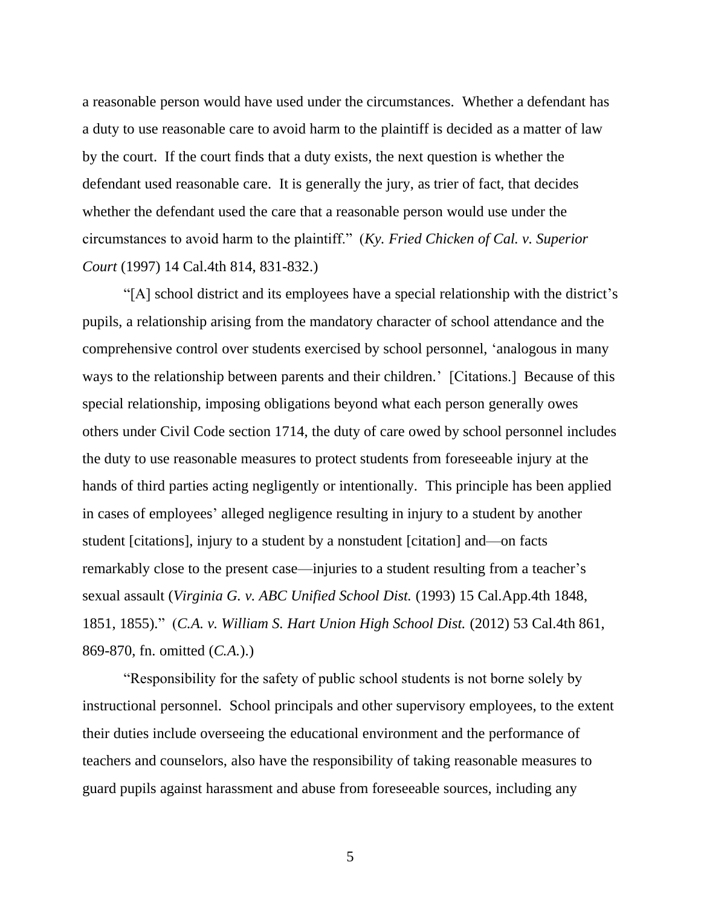a reasonable person would have used under the circumstances. Whether a defendant has a duty to use reasonable care to avoid harm to the plaintiff is decided as a matter of law by the court. If the court finds that a duty exists, the next question is whether the defendant used reasonable care. It is generally the jury, as trier of fact, that decides whether the defendant used the care that a reasonable person would use under the circumstances to avoid harm to the plaintiff." (*Ky. Fried Chicken of Cal. v. Superior Court* (1997) 14 Cal.4th 814, 831-832.)

"[A] school district and its employees have a special relationship with the district's pupils, a relationship arising from the mandatory character of school attendance and the comprehensive control over students exercised by school personnel, 'analogous in many ways to the relationship between parents and their children.' [Citations.] Because of this special relationship, imposing obligations beyond what each person generally owes others under Civil Code section 1714, the duty of care owed by school personnel includes the duty to use reasonable measures to protect students from foreseeable injury at the hands of third parties acting negligently or intentionally. This principle has been applied in cases of employees' alleged negligence resulting in injury to a student by another student [citations], injury to a student by a nonstudent [citation] and—on facts remarkably close to the present case—injuries to a student resulting from a teacher's sexual assault (*Virginia G. v. ABC Unified School Dist.* (1993) 15 Cal.App.4th 1848, 1851, 1855)." (*C.A. v. William S. Hart Union High School Dist.* (2012) 53 Cal.4th 861, 869-870, fn. omitted (*C.A.*).)

"Responsibility for the safety of public school students is not borne solely by instructional personnel. School principals and other supervisory employees, to the extent their duties include overseeing the educational environment and the performance of teachers and counselors, also have the responsibility of taking reasonable measures to guard pupils against harassment and abuse from foreseeable sources, including any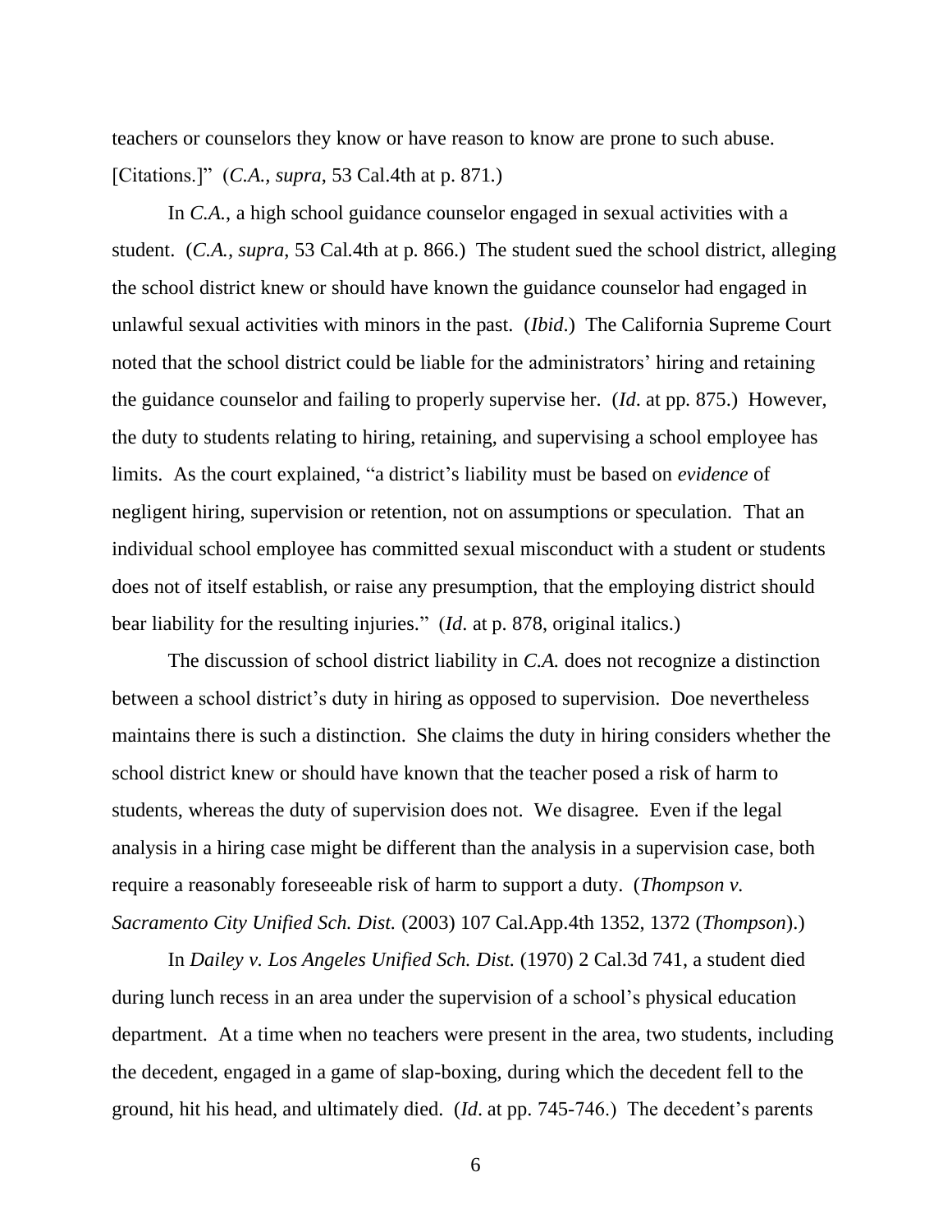teachers or counselors they know or have reason to know are prone to such abuse. [Citations.]" (*C.A.*, *supra*, 53 Cal.4th at p. 871.)

In *C.A.*, a high school guidance counselor engaged in sexual activities with a student. (*C.A.*, *supra*, 53 Cal.4th at p. 866.) The student sued the school district, alleging the school district knew or should have known the guidance counselor had engaged in unlawful sexual activities with minors in the past. (*Ibid*.) The California Supreme Court noted that the school district could be liable for the administrators' hiring and retaining the guidance counselor and failing to properly supervise her. (*Id*. at pp. 875.) However, the duty to students relating to hiring, retaining, and supervising a school employee has limits. As the court explained, "a district's liability must be based on *evidence* of negligent hiring, supervision or retention, not on assumptions or speculation. That an individual school employee has committed sexual misconduct with a student or students does not of itself establish, or raise any presumption, that the employing district should bear liability for the resulting injuries." (*Id*. at p. 878, original italics.)

The discussion of school district liability in *C.A.* does not recognize a distinction between a school district's duty in hiring as opposed to supervision. Doe nevertheless maintains there is such a distinction. She claims the duty in hiring considers whether the school district knew or should have known that the teacher posed a risk of harm to students, whereas the duty of supervision does not. We disagree. Even if the legal analysis in a hiring case might be different than the analysis in a supervision case, both require a reasonably foreseeable risk of harm to support a duty. (*Thompson v. Sacramento City Unified Sch. Dist.* (2003) 107 Cal.App.4th 1352, 1372 (*Thompson*).)

In *Dailey v. Los Angeles Unified Sch. Dist.* (1970) 2 Cal.3d 741, a student died during lunch recess in an area under the supervision of a school's physical education department. At a time when no teachers were present in the area, two students, including the decedent, engaged in a game of slap-boxing, during which the decedent fell to the ground, hit his head, and ultimately died. (*Id*. at pp. 745-746.) The decedent's parents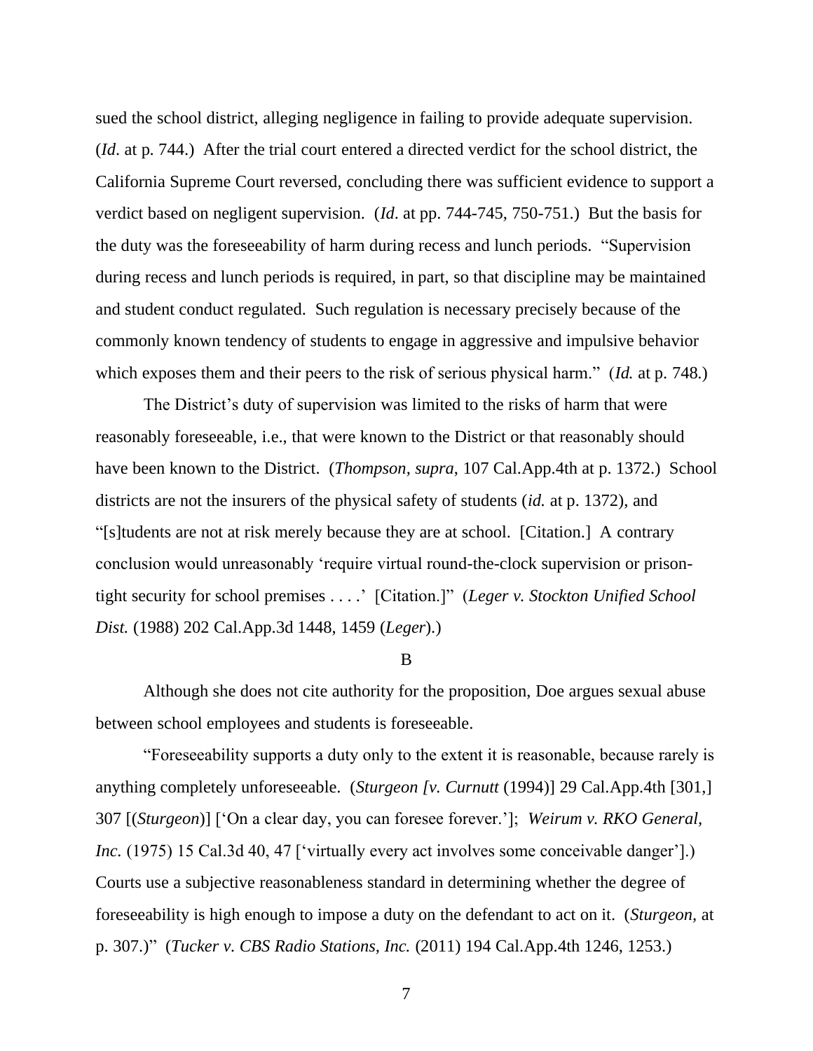sued the school district, alleging negligence in failing to provide adequate supervision. (*Id*. at p. 744.) After the trial court entered a directed verdict for the school district, the California Supreme Court reversed, concluding there was sufficient evidence to support a verdict based on negligent supervision. (*Id*. at pp. 744-745, 750-751.) But the basis for the duty was the foreseeability of harm during recess and lunch periods. "Supervision during recess and lunch periods is required, in part, so that discipline may be maintained and student conduct regulated. Such regulation is necessary precisely because of the commonly known tendency of students to engage in aggressive and impulsive behavior which exposes them and their peers to the risk of serious physical harm." (*Id.* at p. 748.)

The District's duty of supervision was limited to the risks of harm that were reasonably foreseeable, i.e., that were known to the District or that reasonably should have been known to the District. (*Thompson, supra*, 107 Cal.App.4th at p. 1372.) School districts are not the insurers of the physical safety of students (*id.* at p. 1372), and "[s]tudents are not at risk merely because they are at school. [Citation.] A contrary conclusion would unreasonably 'require virtual round-the-clock supervision or prison-tight security for school premises . . . .' [Citation.]" (*Leger v. Stockton Unified School Dist.* (1988) 202 Cal.App.3d 1448, 1459 (*Leger*).)

B

Although she does not cite authority for the proposition, Doe argues sexual abuse between school employees and students is foreseeable.

"Foreseeability supports a duty only to the extent it is reasonable, because rarely is anything completely unforeseeable. (*Sturgeon [v. Curnutt* (1994)] 29 Cal.App.4th [301,] 307 [(*Sturgeon*)] ['On a clear day, you can foresee forever.']; *Weirum v. RKO General, Inc.* (1975) 15 Cal.3d 40, 47 ['virtually every act involves some conceivable danger'].) Courts use a subjective reasonableness standard in determining whether the degree of foreseeability is high enough to impose a duty on the defendant to act on it. (*Sturgeon,* at p. 307.)" (*Tucker v. CBS Radio Stations, Inc.* (2011) 194 Cal.App.4th 1246, 1253.)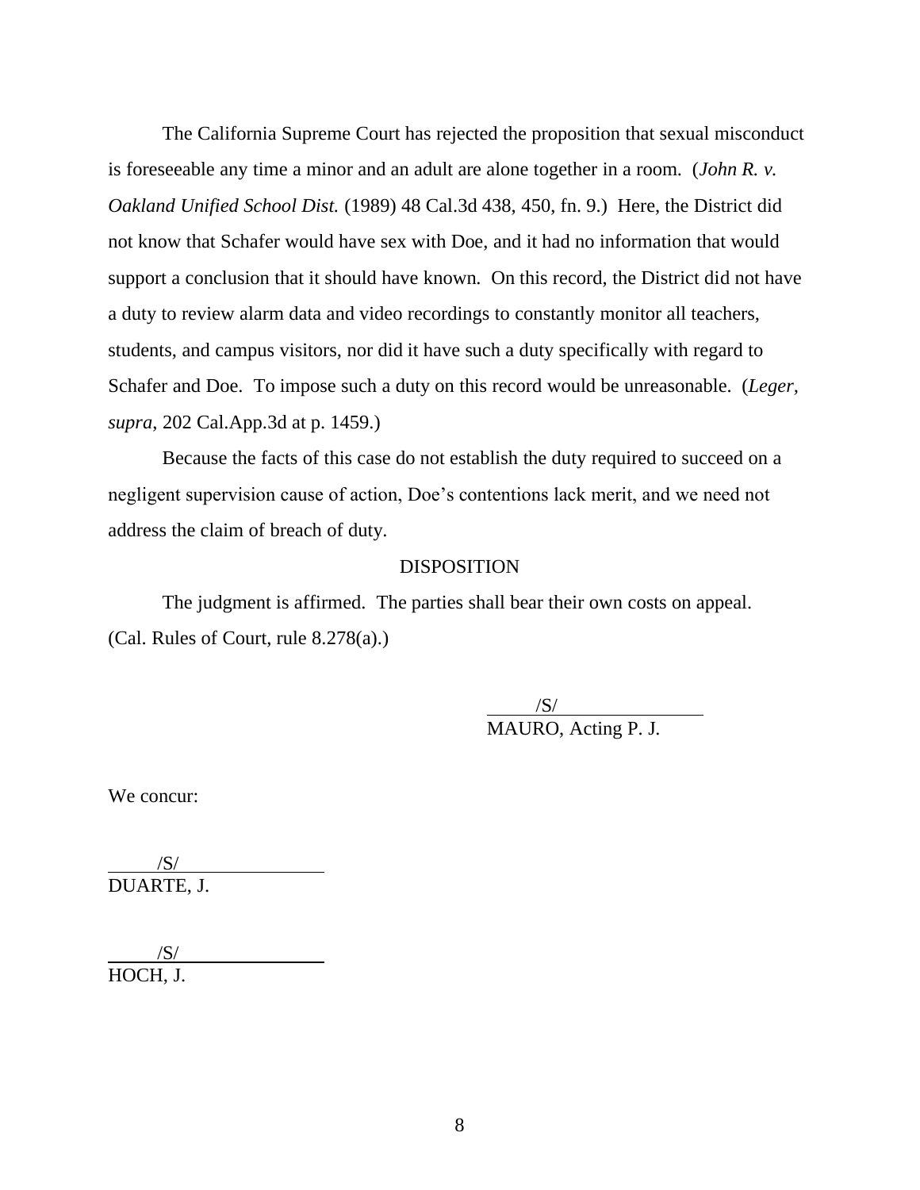The California Supreme Court has rejected the proposition that sexual misconduct is foreseeable any time a minor and an adult are alone together in a room. (*John R. v. Oakland Unified School Dist.* (1989) 48 Cal.3d 438, 450, fn. 9.) Here, the District did not know that Schafer would have sex with Doe, and it had no information that would support a conclusion that it should have known. On this record, the District did not have a duty to review alarm data and video recordings to constantly monitor all teachers, students, and campus visitors, nor did it have such a duty specifically with regard to Schafer and Doe. To impose such a duty on this record would be unreasonable. (*Leger, supra*, 202 Cal.App.3d at p. 1459.)

Because the facts of this case do not establish the duty required to succeed on a negligent supervision cause of action, Doe's contentions lack merit, and we need not address the claim of breach of duty.

DISPOSITION

The judgment is affirmed. The parties shall bear their own costs on appeal. (Cal. Rules of Court, rule 8.278(a).)

/S/
MAURO, Acting P. J.

We concur:

/S/
DUARTE, J.

/S/
HOCH, J.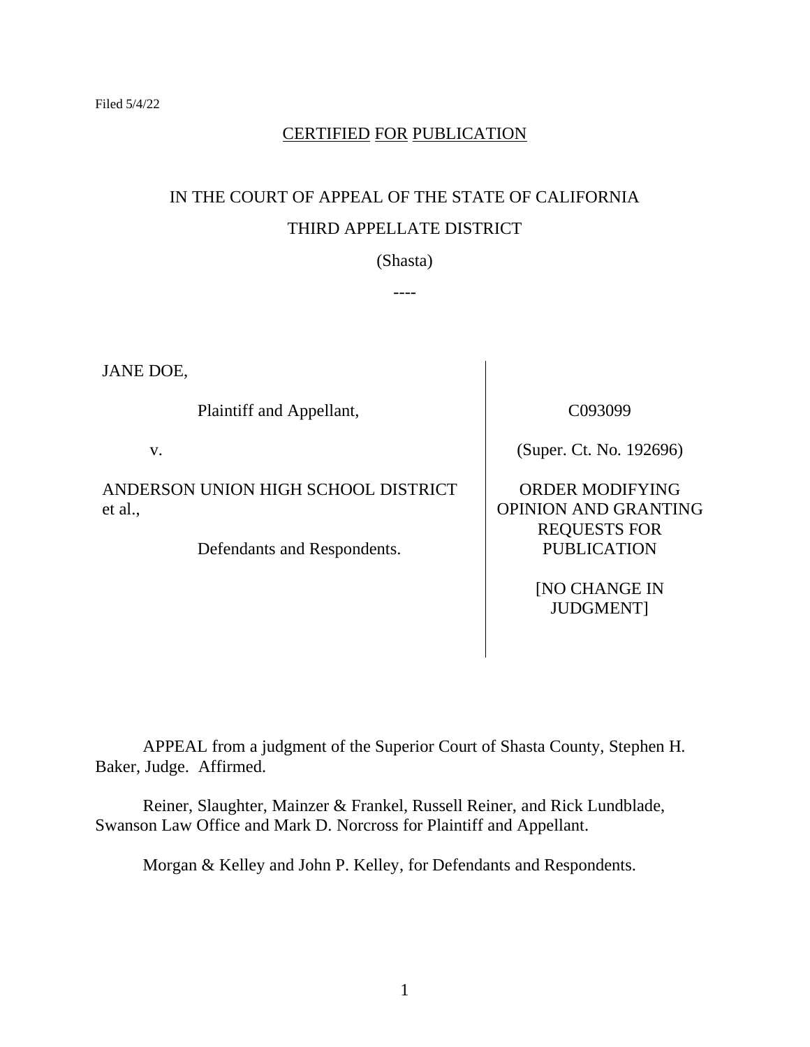Filed 5/4/22

CERTIFIED FOR PUBLICATION

IN THE COURT OF APPEAL OF THE STATE OF CALIFORNIA

THIRD APPELLATE DISTRICT

(Shasta)

----

| | |
|---|---|
| JANE DOE,<br><br>Plaintiff and Appellant,<br><br>v.<br><br>ANDERSON UNION HIGH SCHOOL DISTRICT et al.,<br><br>Defendants and Respondents. | C093099<br><br>(Super. Ct. No. 192696)<br><br>ORDER MODIFYING OPINION AND GRANTING REQUESTS FOR PUBLICATION<br><br>[NO CHANGE IN JUDGMENT] |

APPEAL from a judgment of the Superior Court of Shasta County, Stephen H. Baker, Judge. Affirmed.

Reiner, Slaughter, Mainzer & Frankel, Russell Reiner, and Rick Lundblade, Swanson Law Office and Mark D. Norcross for Plaintiff and Appellant.

Morgan & Kelley and John P. Kelley, for Defendants and Respondents.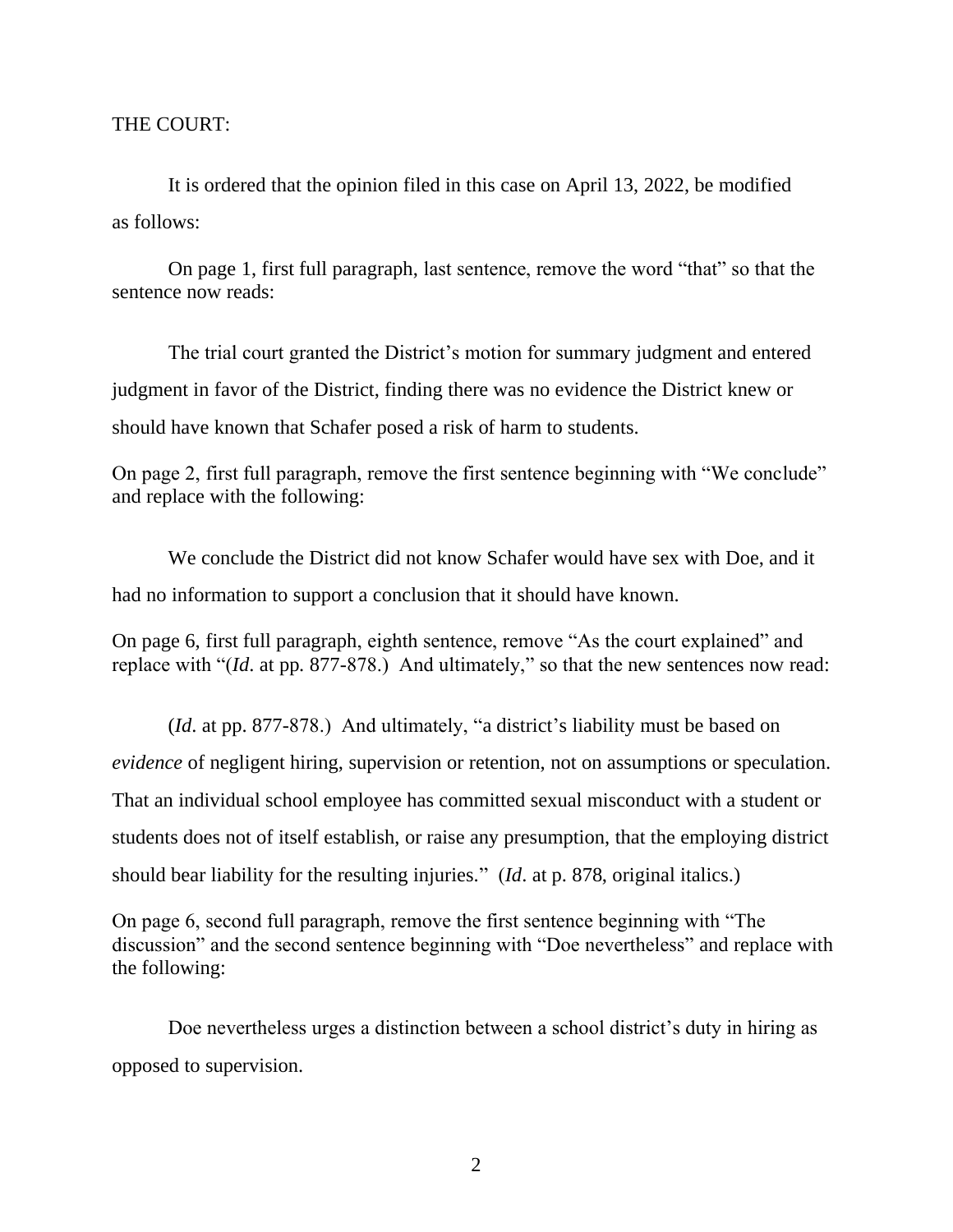THE COURT:

It is ordered that the opinion filed in this case on April 13, 2022, be modified as follows:

On page 1, first full paragraph, last sentence, remove the word "that" so that the sentence now reads:

The trial court granted the District's motion for summary judgment and entered judgment in favor of the District, finding there was no evidence the District knew or should have known that Schafer posed a risk of harm to students.

On page 2, first full paragraph, remove the first sentence beginning with "We conclude" and replace with the following:

We conclude the District did not know Schafer would have sex with Doe, and it had no information to support a conclusion that it should have known.

On page 6, first full paragraph, eighth sentence, remove "As the court explained" and replace with "(*Id*. at pp. 877-878.) And ultimately," so that the new sentences now read:

(*Id*. at pp. 877-878.) And ultimately, "a district's liability must be based on *evidence* of negligent hiring, supervision or retention, not on assumptions or speculation. That an individual school employee has committed sexual misconduct with a student or students does not of itself establish, or raise any presumption, that the employing district should bear liability for the resulting injuries." (*Id*. at p. 878, original italics.)

On page 6, second full paragraph, remove the first sentence beginning with "The discussion" and the second sentence beginning with "Doe nevertheless" and replace with the following:

Doe nevertheless urges a distinction between a school district's duty in hiring as opposed to supervision.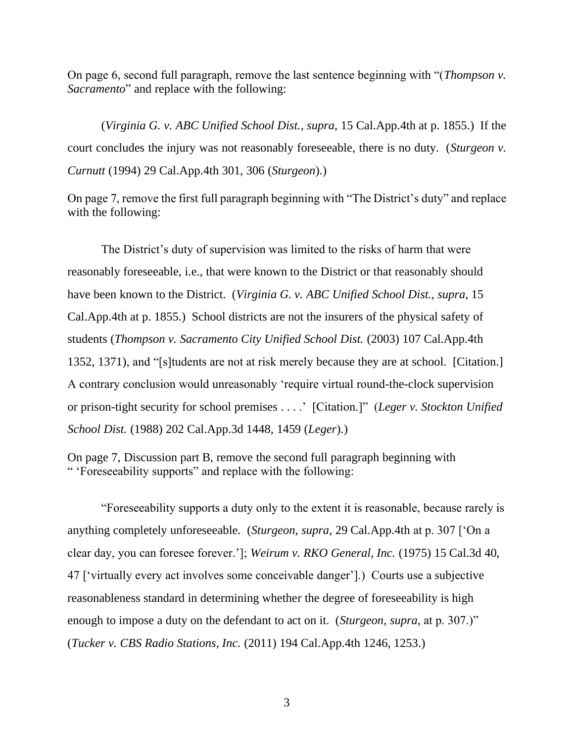On page 6, second full paragraph, remove the last sentence beginning with "(*Thompson v. Sacramento*" and replace with the following:

(*Virginia G. v. ABC Unified School Dist., supra*, 15 Cal.App.4th at p. 1855.) If the court concludes the injury was not reasonably foreseeable, there is no duty. (*Sturgeon v. Curnutt* (1994) 29 Cal.App.4th 301, 306 (*Sturgeon*).)

On page 7, remove the first full paragraph beginning with "The District's duty" and replace with the following:

The District's duty of supervision was limited to the risks of harm that were reasonably foreseeable, i.e., that were known to the District or that reasonably should have been known to the District. (*Virginia G. v. ABC Unified School Dist., supra*, 15 Cal.App.4th at p. 1855.) School districts are not the insurers of the physical safety of students (*Thompson v. Sacramento City Unified School Dist.* (2003) 107 Cal.App.4th 1352, 1371), and "[s]tudents are not at risk merely because they are at school. [Citation.] A contrary conclusion would unreasonably 'require virtual round-the-clock supervision or prison-tight security for school premises . . . .' [Citation.]" (*Leger v. Stockton Unified School Dist.* (1988) 202 Cal.App.3d 1448, 1459 (*Leger*).)

On page 7, Discussion part B, remove the second full paragraph beginning with " 'Foreseeability supports" and replace with the following:

"Foreseeability supports a duty only to the extent it is reasonable, because rarely is anything completely unforeseeable. (*Sturgeon, supra*, 29 Cal.App.4th at p. 307 ['On a clear day, you can foresee forever.']; *Weirum v. RKO General, Inc.* (1975) 15 Cal.3d 40, 47 ['virtually every act involves some conceivable danger'].) Courts use a subjective reasonableness standard in determining whether the degree of foreseeability is high enough to impose a duty on the defendant to act on it. (*Sturgeon, supra*, at p. 307.)" (*Tucker v. CBS Radio Stations, Inc.* (2011) 194 Cal.App.4th 1246, 1253.)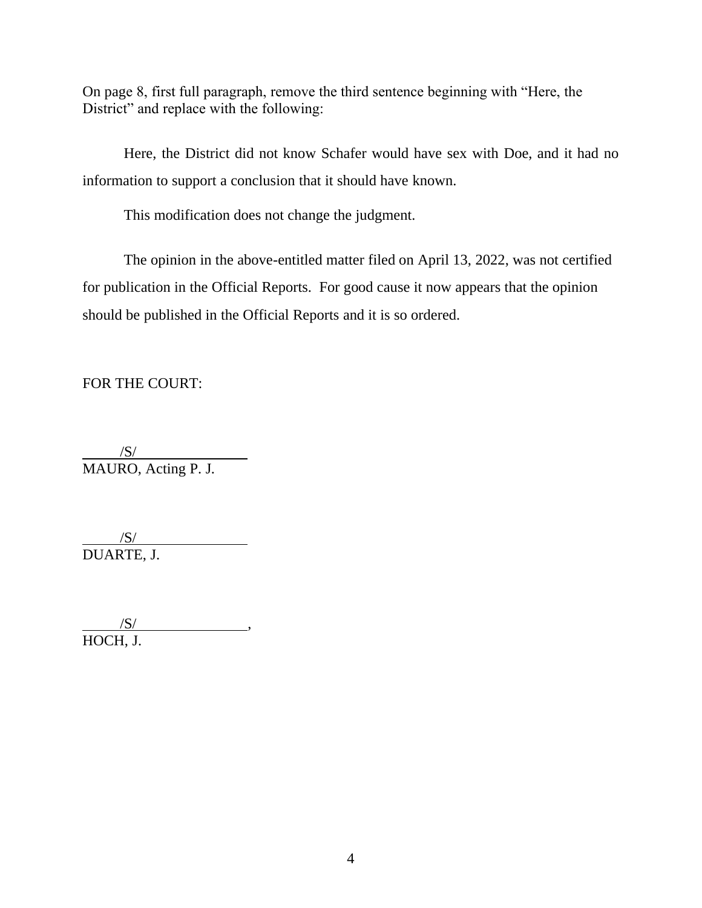On page 8, first full paragraph, remove the third sentence beginning with "Here, the District" and replace with the following:

Here, the District did not know Schafer would have sex with Doe, and it had no information to support a conclusion that it should have known.

This modification does not change the judgment.

The opinion in the above-entitled matter filed on April 13, 2022, was not certified for publication in the Official Reports. For good cause it now appears that the opinion should be published in the Official Reports and it is so ordered.

FOR THE COURT:

/S/
MAURO, Acting P. J.

/S/
DUARTE, J.

/S/ ,
HOCH, J.